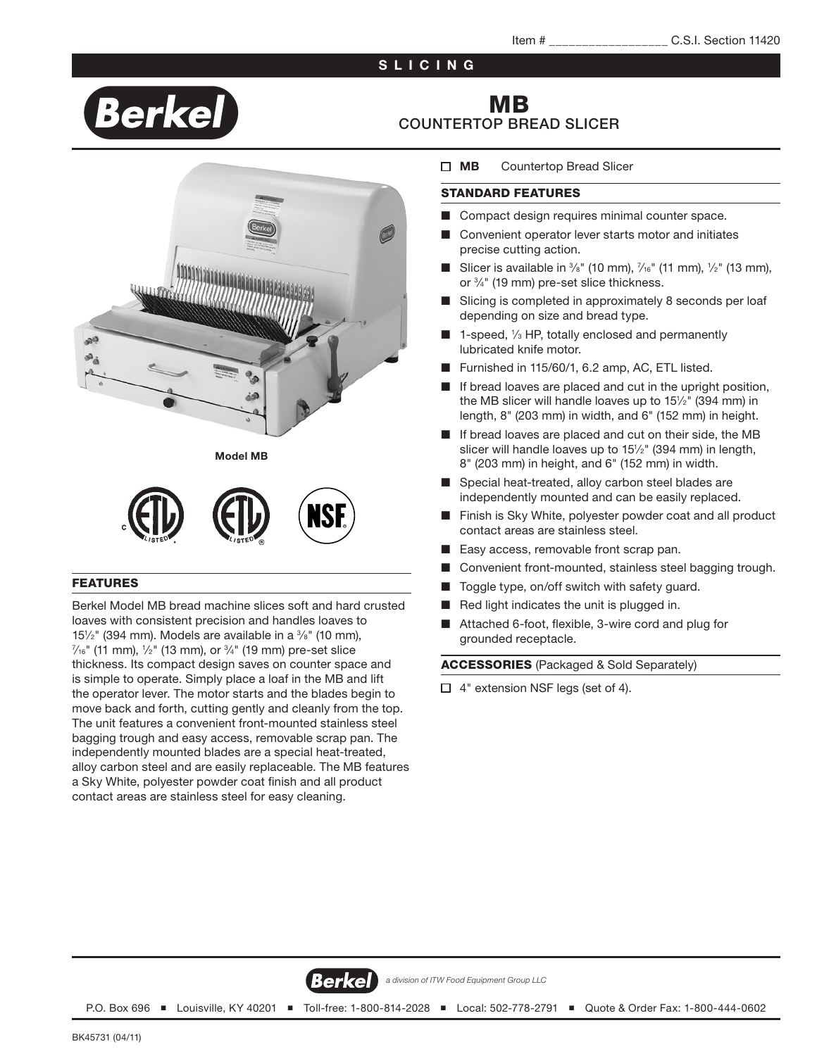Item # ________________ C.S.I. Section 11420

**SLICING**

# MB
## COUNTERTOP BREAD SLICER

Model MB

### FEATURES

Berkel Model MB bread machine slices soft and hard crusted loaves with consistent precision and handles loaves to 15½" (394 mm). Models are available in a ⅜" (10 mm), 7/16" (11 mm), ½" (13 mm), or ¾" (19 mm) pre-set slice thickness. Its compact design saves on counter space and is simple to operate. Simply place a loaf in the MB and lift the operator lever. The motor starts and the blades begin to move back and forth, cutting gently and cleanly from the top. The unit features a convenient front-mounted stainless steel bagging trough and easy access, removable scrap pan. The independently mounted blades are a special heat-treated, alloy carbon steel and are easily replaceable. The MB features a Sky White, polyester powder coat finish and all product contact areas are stainless steel for easy cleaning.

☐ **MB** Countertop Bread Slicer

### STANDARD FEATURES

- Compact design requires minimal counter space.
- Convenient operator lever starts motor and initiates precise cutting action.
- Slicer is available in ⅜" (10 mm), 7/16" (11 mm), ½" (13 mm), or ¾" (19 mm) pre-set slice thickness.
- Slicing is completed in approximately 8 seconds per loaf depending on size and bread type.
- 1-speed, ⅓ HP, totally enclosed and permanently lubricated knife motor.
- Furnished in 115/60/1, 6.2 amp, AC, ETL listed.
- If bread loaves are placed and cut in the upright position, the MB slicer will handle loaves up to 15½" (394 mm) in length, 8" (203 mm) in width, and 6" (152 mm) in height.
- If bread loaves are placed and cut on their side, the MB slicer will handle loaves up to 15½" (394 mm) in length, 8" (203 mm) in height, and 6" (152 mm) in width.
- Special heat-treated, alloy carbon steel blades are independently mounted and can be easily replaced.
- Finish is Sky White, polyester powder coat and all product contact areas are stainless steel.
- Easy access, removable front scrap pan.
- Convenient front-mounted, stainless steel bagging trough.
- Toggle type, on/off switch with safety guard.
- Red light indicates the unit is plugged in.
- Attached 6-foot, flexible, 3-wire cord and plug for grounded receptacle.

### ACCESSORIES (Packaged & Sold Separately)

☐ 4" extension NSF legs (set of 4).

*a division of ITW Food Equipment Group LLC*

P.O. Box 696 ■ Louisville, KY 40201 ■ Toll-free: 1-800-814-2028 ■ Local: 502-778-2791 ■ Quote & Order Fax: 1-800-444-0602

BK45731 (04/11)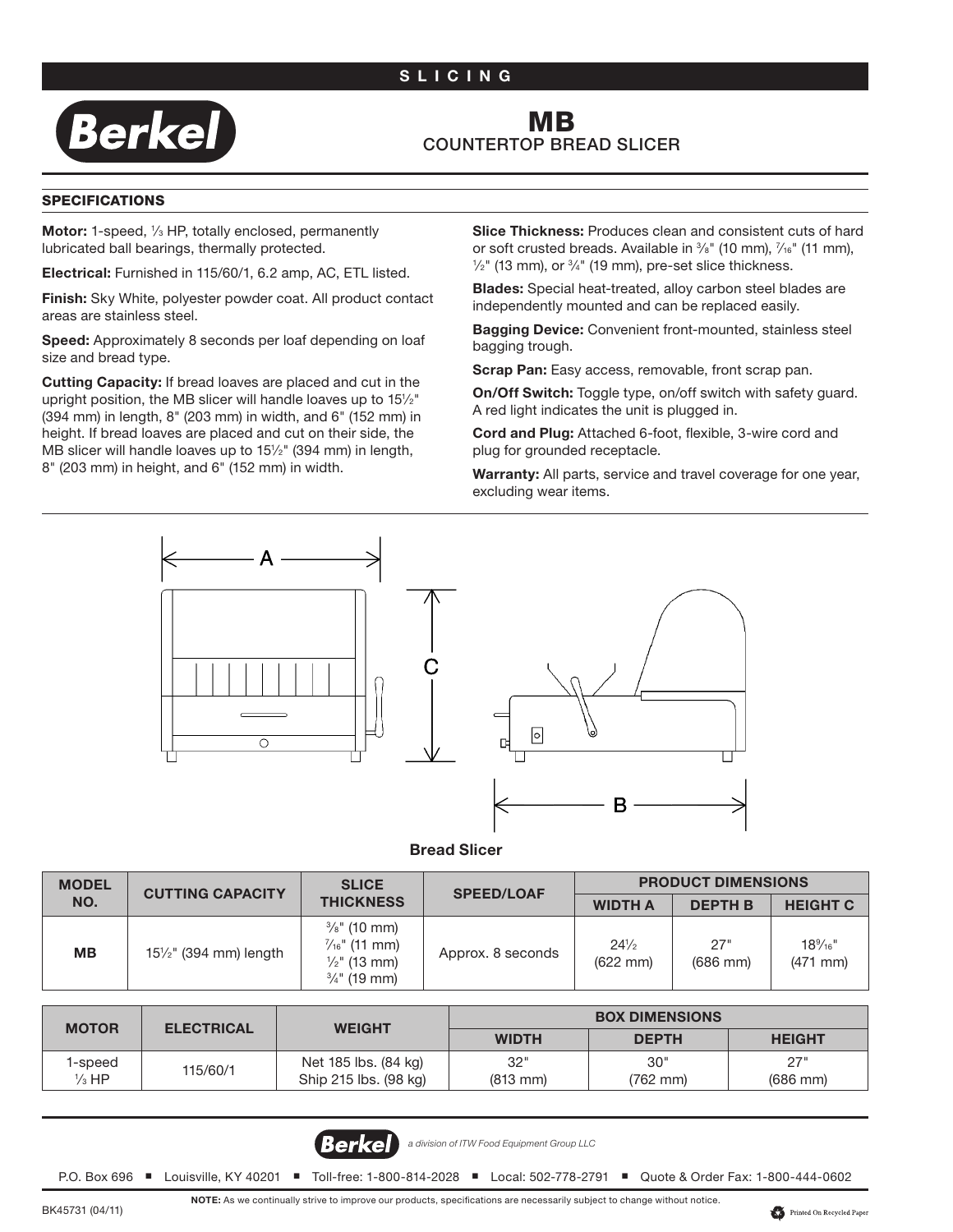SLICING

Berkel

# MB
## COUNTERTOP BREAD SLICER

### SPECIFICATIONS

**Motor:** 1-speed, ⅓ HP, totally enclosed, permanently lubricated ball bearings, thermally protected.

**Electrical:** Furnished in 115/60/1, 6.2 amp, AC, ETL listed.

**Finish:** Sky White, polyester powder coat. All product contact areas are stainless steel.

**Speed:** Approximately 8 seconds per loaf depending on loaf size and bread type.

**Cutting Capacity:** If bread loaves are placed and cut in the upright position, the MB slicer will handle loaves up to 15½" (394 mm) in length, 8" (203 mm) in width, and 6" (152 mm) in height. If bread loaves are placed and cut on their side, the MB slicer will handle loaves up to 15½" (394 mm) in length, 8" (203 mm) in height, and 6" (152 mm) in width.

**Slice Thickness:** Produces clean and consistent cuts of hard or soft crusted breads. Available in ⅜" (10 mm), 7/16" (11 mm), ½" (13 mm), or ¾" (19 mm), pre-set slice thickness.

**Blades:** Special heat-treated, alloy carbon steel blades are independently mounted and can be replaced easily.

**Bagging Device:** Convenient front-mounted, stainless steel bagging trough.

**Scrap Pan:** Easy access, removable, front scrap pan.

**On/Off Switch:** Toggle type, on/off switch with safety guard. A red light indicates the unit is plugged in.

**Cord and Plug:** Attached 6-foot, flexible, 3-wire cord and plug for grounded receptacle.

**Warranty:** All parts, service and travel coverage for one year, excluding wear items.

A

C

B

**Bread Slicer**

| MODEL NO. | CUTTING CAPACITY | SLICE THICKNESS | SPEED/LOAF | PRODUCT DIMENSIONS | | |
|---|---|---|---|---|---|---|
| | | | | WIDTH A | DEPTH B | HEIGHT C |
| MB | 15½" (394 mm) length | ⅜" (10 mm)<br>7/16" (11 mm)<br>½" (13 mm)<br>¾" (19 mm) | Approx. 8 seconds | 24½ (622 mm) | 27" (686 mm) | 18 9/16" (471 mm) |

| MOTOR | ELECTRICAL | WEIGHT | BOX DIMENSIONS | | |
|---|---|---|---|---|---|
| | | | WIDTH | DEPTH | HEIGHT |
| 1-speed ⅓ HP | 115/60/1 | Net 185 lbs. (84 kg)<br>Ship 215 lbs. (98 kg) | 32" (813 mm) | 30" (762 mm) | 27" (686 mm) |

Berkel *a division of ITW Food Equipment Group LLC*

P.O. Box 696 ■ Louisville, KY 40201 ■ Toll-free: 1-800-814-2028 ■ Local: 502-778-2791 ■ Quote & Order Fax: 1-800-444-0602

BK45731 (04/11)

**NOTE:** As we continually strive to improve our products, specifications are necessarily subject to change without notice.

Printed On Recycled Paper